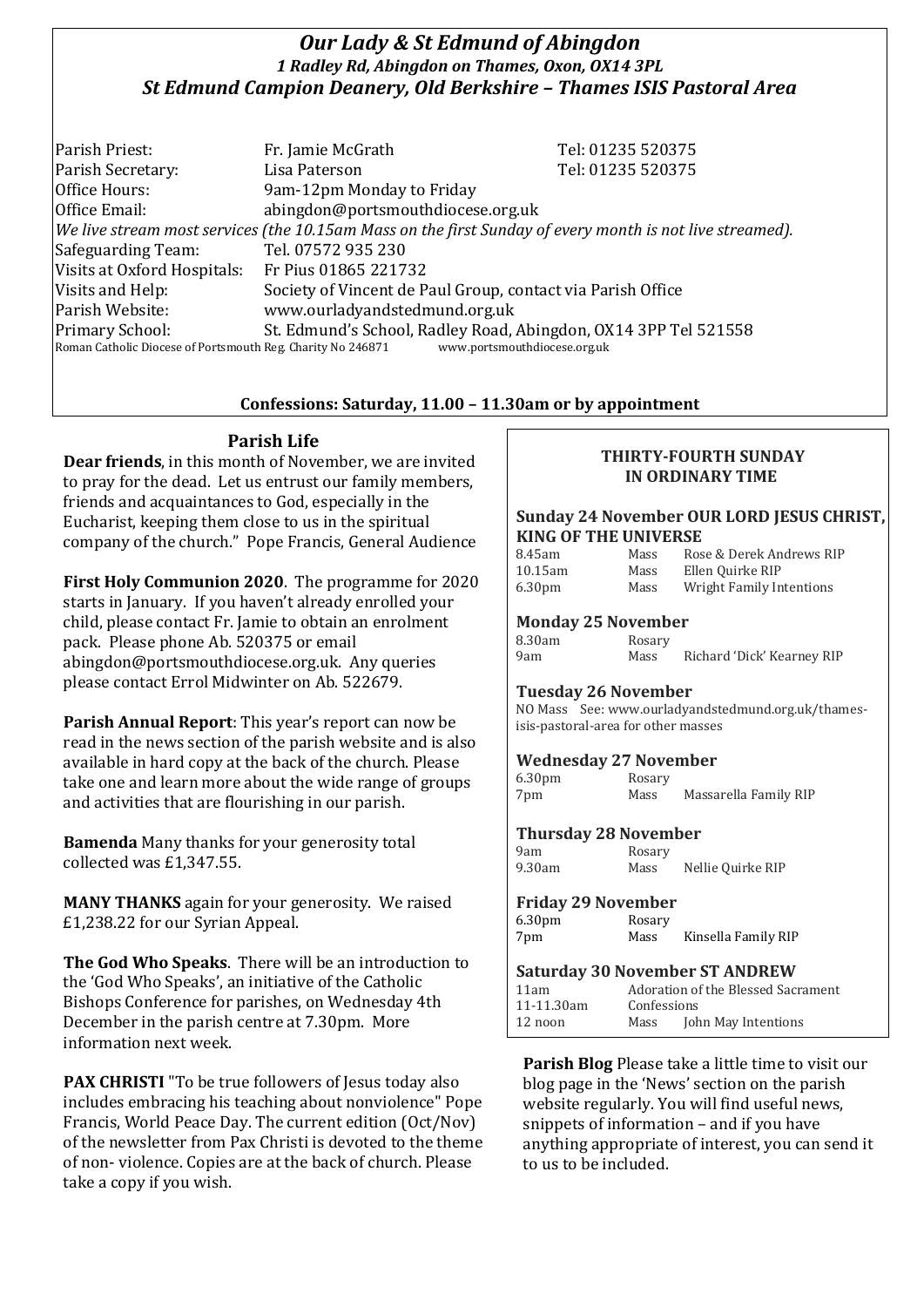# *Our Lady & St Edmund of Abingdon*

### *1 Radley Rd, Abingdon on Thames, Oxon, OX14 3PL*

### *St Edmund Campion Deanery, Old Berkshire – Thames ISIS Pastoral Area*

| | | |
|---|---|---|
| Parish Priest: | Fr. Jamie McGrath | Tel: 01235 520375 |
| Parish Secretary: | Lisa Paterson | Tel: 01235 520375 |
| Office Hours: | 9am-12pm Monday to Friday | |
| Office Email: | abingdon@portsmouthdiocese.org.uk | |

*We live stream most services (the 10.15am Mass on the first Sunday of every month is not live streamed).*

| | |
|---|---|
| Safeguarding Team: | Tel. 07572 935 230 |
| Visits at Oxford Hospitals: | Fr Pius 01865 221732 |
| Visits and Help: | Society of Vincent de Paul Group, contact via Parish Office |
| Parish Website: | www.ourladyandstedmund.org.uk |
| Primary School: | St. Edmund's School, Radley Road, Abingdon, OX14 3PP Tel 521558 |

Roman Catholic Diocese of Portsmouth Reg. Charity No 246871 www.portsmouthdiocese.org.uk

**Confessions: Saturday, 11.00 – 11.30am or by appointment**

## Parish Life

**Dear friends**, in this month of November, we are invited to pray for the dead. Let us entrust our family members, friends and acquaintances to God, especially in the Eucharist, keeping them close to us in the spiritual company of the church." Pope Francis, General Audience

**First Holy Communion 2020**. The programme for 2020 starts in January. If you haven't already enrolled your child, please contact Fr. Jamie to obtain an enrolment pack. Please phone Ab. 520375 or email abingdon@portsmouthdiocese.org.uk. Any queries please contact Errol Midwinter on Ab. 522679.

**Parish Annual Report**: This year's report can now be read in the news section of the parish website and is also available in hard copy at the back of the church. Please take one and learn more about the wide range of groups and activities that are flourishing in our parish.

**Bamenda** Many thanks for your generosity total collected was £1,347.55.

**MANY THANKS** again for your generosity. We raised £1,238.22 for our Syrian Appeal.

**The God Who Speaks**. There will be an introduction to the 'God Who Speaks', an initiative of the Catholic Bishops Conference for parishes, on Wednesday 4th December in the parish centre at 7.30pm. More information next week.

**PAX CHRISTI** "To be true followers of Jesus today also includes embracing his teaching about nonviolence" Pope Francis, World Peace Day. The current edition (Oct/Nov) of the newsletter from Pax Christi is devoted to the theme of non- violence. Copies are at the back of church. Please take a copy if you wish.

## THIRTY-FOURTH SUNDAY IN ORDINARY TIME

### Sunday 24 November OUR LORD JESUS CHRIST, KING OF THE UNIVERSE

| | | |
|---|---|---|
| 8.45am | Mass | Rose & Derek Andrews RIP |
| 10.15am | Mass | Ellen Quirke RIP |
| 6.30pm | Mass | Wright Family Intentions |

### Monday 25 November

| | | |
|---|---|---|
| 8.30am | Rosary | |
| 9am | Mass | Richard 'Dick' Kearney RIP |

### Tuesday 26 November

NO Mass See: www.ourladyandstedmund.org.uk/thames-isis-pastoral-area for other masses

### Wednesday 27 November

| | | |
|---|---|---|
| 6.30pm | Rosary | |
| 7pm | Mass | Massarella Family RIP |

### Thursday 28 November

| | | |
|---|---|---|
| 9am | Rosary | |
| 9.30am | Mass | Nellie Quirke RIP |

### Friday 29 November

| | | |
|---|---|---|
| 6.30pm | Rosary | |
| 7pm | Mass | Kinsella Family RIP |

### Saturday 30 November ST ANDREW

| | | |
|---|---|---|
| 11am | Adoration of the Blessed Sacrament | |
| 11-11.30am | Confessions | |
| 12 noon | Mass | John May Intentions |

**Parish Blog** Please take a little time to visit our blog page in the 'News' section on the parish website regularly. You will find useful news, snippets of information – and if you have anything appropriate of interest, you can send it to us to be included.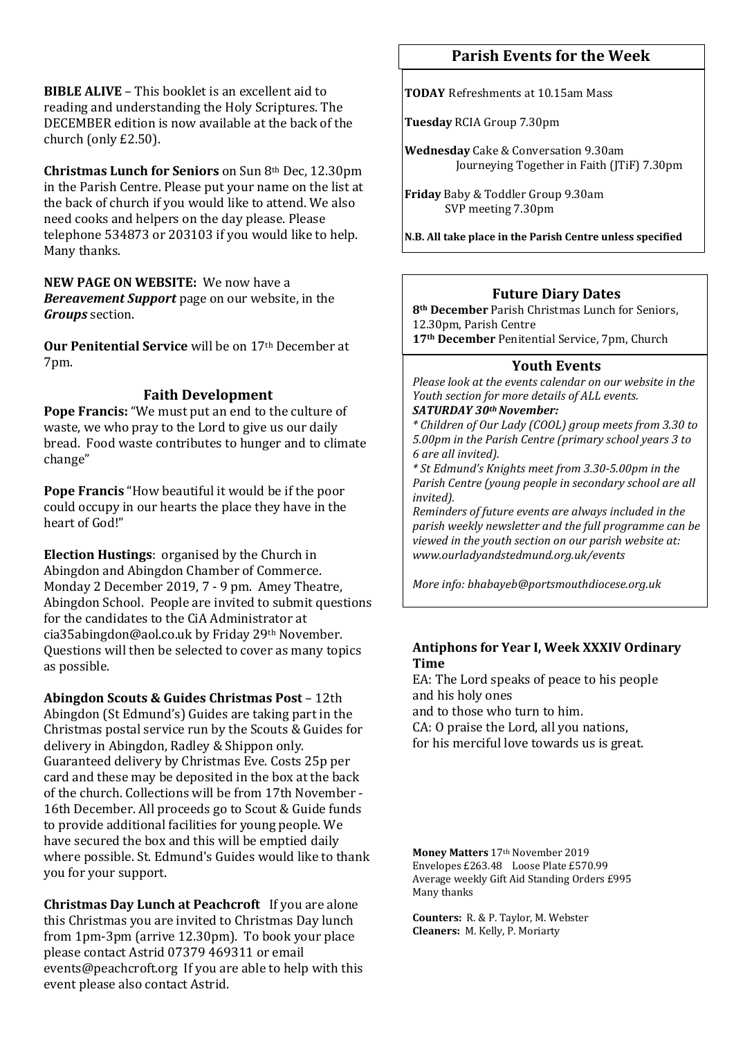**BIBLE ALIVE** – This booklet is an excellent aid to reading and understanding the Holy Scriptures. The DECEMBER edition is now available at the back of the church (only £2.50).

**Christmas Lunch for Seniors** on Sun 8th Dec, 12.30pm in the Parish Centre. Please put your name on the list at the back of church if you would like to attend. We also need cooks and helpers on the day please. Please telephone 534873 or 203103 if you would like to help. Many thanks.

**NEW PAGE ON WEBSITE:** We now have a ***Bereavement Support*** page on our website, in the ***Groups*** section.

**Our Penitential Service** will be on 17th December at 7pm.

## Faith Development

**Pope Francis:** "We must put an end to the culture of waste, we who pray to the Lord to give us our daily bread. Food waste contributes to hunger and to climate change"

**Pope Francis** "How beautiful it would be if the poor could occupy in our hearts the place they have in the heart of God!"

**Election Hustings**: organised by the Church in Abingdon and Abingdon Chamber of Commerce. Monday 2 December 2019, 7 - 9 pm. Amey Theatre, Abingdon School. People are invited to submit questions for the candidates to the CiA Administrator at cia35abingdon@aol.co.uk by Friday 29th November. Questions will then be selected to cover as many topics as possible.

**Abingdon Scouts & Guides Christmas Post** – 12th Abingdon (St Edmund's) Guides are taking part in the Christmas postal service run by the Scouts & Guides for delivery in Abingdon, Radley & Shippon only. Guaranteed delivery by Christmas Eve. Costs 25p per card and these may be deposited in the box at the back of the church. Collections will be from 17th November - 16th December. All proceeds go to Scout & Guide funds to provide additional facilities for young people. We have secured the box and this will be emptied daily where possible. St. Edmund's Guides would like to thank you for your support.

**Christmas Day Lunch at Peachcroft** If you are alone this Christmas you are invited to Christmas Day lunch from 1pm-3pm (arrive 12.30pm). To book your place please contact Astrid 07379 469311 or email events@peachcroft.org If you are able to help with this event please also contact Astrid.

## Parish Events for the Week

**TODAY** Refreshments at 10.15am Mass

**Tuesday** RCIA Group 7.30pm

**Wednesday** Cake & Conversation 9.30am
Journeying Together in Faith (JTiF) 7.30pm

**Friday** Baby & Toddler Group 9.30am
SVP meeting 7.30pm

**N.B. All take place in the Parish Centre unless specified**

## Future Diary Dates

**8th December** Parish Christmas Lunch for Seniors, 12.30pm, Parish Centre
**17th December** Penitential Service, 7pm, Church

## Youth Events

*Please look at the events calendar on our website in the Youth section for more details of ALL events.*
***SATURDAY 30th November:***

*\* Children of Our Lady (COOL) group meets from 3.30 to 5.00pm in the Parish Centre (primary school years 3 to 6 are all invited).*

*\* St Edmund's Knights meet from 3.30-5.00pm in the Parish Centre (young people in secondary school are all invited).*

*Reminders of future events are always included in the parish weekly newsletter and the full programme can be viewed in the youth section on our parish website at: www.ourladyandstedmund.org.uk/events*

*More info: bhabayeb@portsmouthdiocese.org.uk*

### Antiphons for Year I, Week XXXIV Ordinary Time

EA: The Lord speaks of peace to his people
and his holy ones
and to those who turn to him.
CA: O praise the Lord, all you nations,
for his merciful love towards us is great.

**Money Matters** 17th November 2019
Envelopes £263.48 Loose Plate £570.99
Average weekly Gift Aid Standing Orders £995
Many thanks

**Counters:** R. & P. Taylor, M. Webster
**Cleaners:** M. Kelly, P. Moriarty